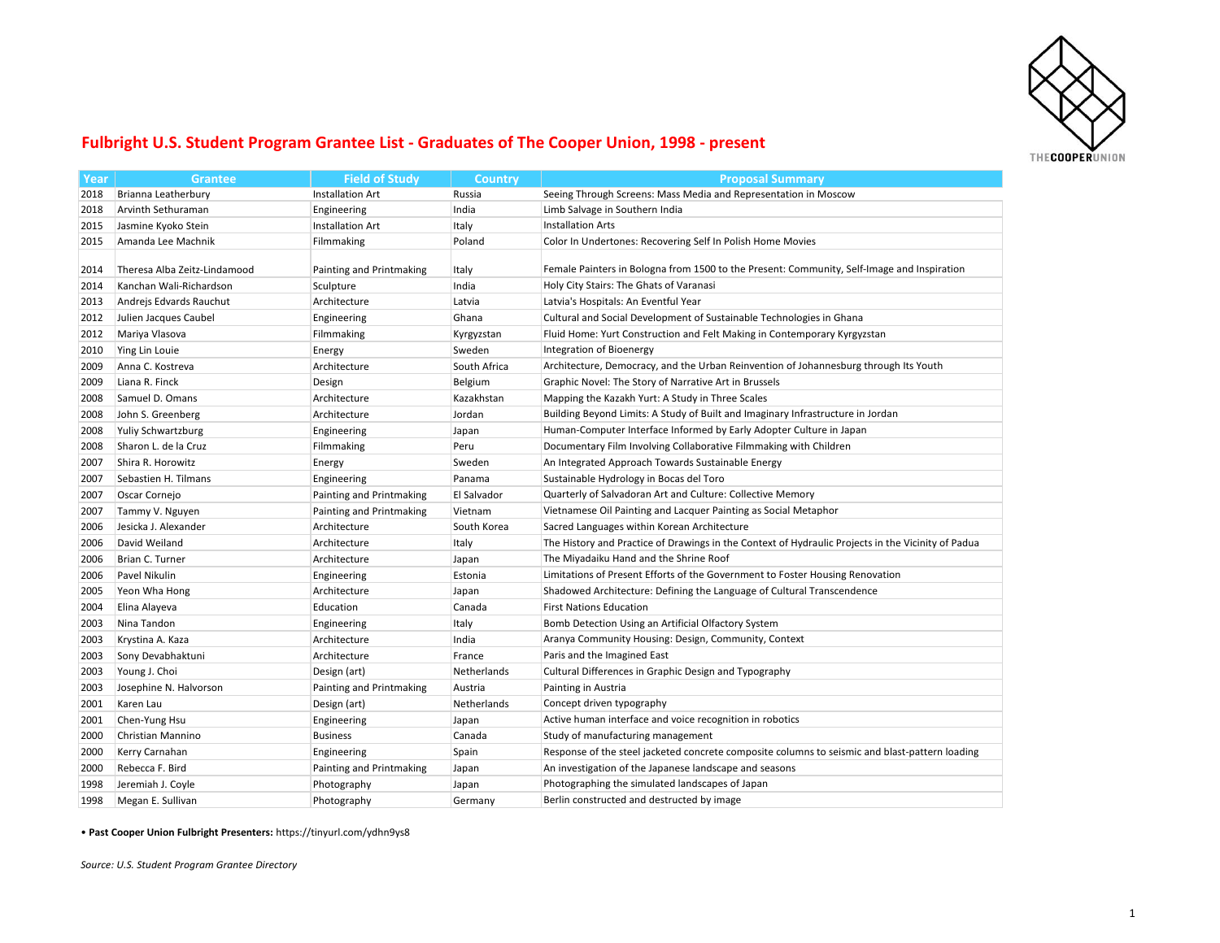# Fulbright U.S. Student Program Grantee List - Graduates of The Cooper Union, 1998 - present

| Year | Grantee | Field of Study | Country | Proposal Summary |
|---|---|---|---|---|
| 2018 | Brianna Leatherbury | Installation Art | Russia | Seeing Through Screens: Mass Media and Representation in Moscow |
| 2018 | Arvinth Sethuraman | Engineering | India | Limb Salvage in Southern India |
| 2015 | Jasmine Kyoko Stein | Installation Art | Italy | Installation Arts |
| 2015 | Amanda Lee Machnik | Filmmaking | Poland | Color In Undertones: Recovering Self In Polish Home Movies |
| 2014 | Theresa Alba Zeitz-Lindamood | Painting and Printmaking | Italy | Female Painters in Bologna from 1500 to the Present: Community, Self-Image and Inspiration |
| 2014 | Kanchan Wali-Richardson | Sculpture | India | Holy City Stairs: The Ghats of Varanasi |
| 2013 | Andrejs Edvards Rauchut | Architecture | Latvia | Latvia's Hospitals: An Eventful Year |
| 2012 | Julien Jacques Caubel | Engineering | Ghana | Cultural and Social Development of Sustainable Technologies in Ghana |
| 2012 | Mariya Vlasova | Filmmaking | Kyrgyzstan | Fluid Home: Yurt Construction and Felt Making in Contemporary Kyrgyzstan |
| 2010 | Ying Lin Louie | Energy | Sweden | Integration of Bioenergy |
| 2009 | Anna C. Kostreva | Architecture | South Africa | Architecture, Democracy, and the Urban Reinvention of Johannesburg through Its Youth |
| 2009 | Liana R. Finck | Design | Belgium | Graphic Novel: The Story of Narrative Art in Brussels |
| 2008 | Samuel D. Omans | Architecture | Kazakhstan | Mapping the Kazakh Yurt: A Study in Three Scales |
| 2008 | John S. Greenberg | Architecture | Jordan | Building Beyond Limits: A Study of Built and Imaginary Infrastructure in Jordan |
| 2008 | Yuliy Schwartzburg | Engineering | Japan | Human-Computer Interface Informed by Early Adopter Culture in Japan |
| 2008 | Sharon L. de la Cruz | Filmmaking | Peru | Documentary Film Involving Collaborative Filmmaking with Children |
| 2007 | Shira R. Horowitz | Energy | Sweden | An Integrated Approach Towards Sustainable Energy |
| 2007 | Sebastien H. Tilmans | Engineering | Panama | Sustainable Hydrology in Bocas del Toro |
| 2007 | Oscar Cornejo | Painting and Printmaking | El Salvador | Quarterly of Salvadoran Art and Culture: Collective Memory |
| 2007 | Tammy V. Nguyen | Painting and Printmaking | Vietnam | Vietnamese Oil Painting and Lacquer Painting as Social Metaphor |
| 2006 | Jesicka J. Alexander | Architecture | South Korea | Sacred Languages within Korean Architecture |
| 2006 | David Weiland | Architecture | Italy | The History and Practice of Drawings in the Context of Hydraulic Projects in the Vicinity of Padua |
| 2006 | Brian C. Turner | Architecture | Japan | The Miyadaiku Hand and the Shrine Roof |
| 2006 | Pavel Nikulin | Engineering | Estonia | Limitations of Present Efforts of the Government to Foster Housing Renovation |
| 2005 | Yeon Wha Hong | Architecture | Japan | Shadowed Architecture: Defining the Language of Cultural Transcendence |
| 2004 | Elina Alayeva | Education | Canada | First Nations Education |
| 2003 | Nina Tandon | Engineering | Italy | Bomb Detection Using an Artificial Olfactory System |
| 2003 | Krystina A. Kaza | Architecture | India | Aranya Community Housing: Design, Community, Context |
| 2003 | Sony Devabhaktuni | Architecture | France | Paris and the Imagined East |
| 2003 | Young J. Choi | Design (art) | Netherlands | Cultural Differences in Graphic Design and Typography |
| 2003 | Josephine N. Halvorson | Painting and Printmaking | Austria | Painting in Austria |
| 2001 | Karen Lau | Design (art) | Netherlands | Concept driven typography |
| 2001 | Chen-Yung Hsu | Engineering | Japan | Active human interface and voice recognition in robotics |
| 2000 | Christian Mannino | Business | Canada | Study of manufacturing management |
| 2000 | Kerry Carnahan | Engineering | Spain | Response of the steel jacketed concrete composite columns to seismic and blast-pattern loading |
| 2000 | Rebecca F. Bird | Painting and Printmaking | Japan | An investigation of the Japanese landscape and seasons |
| 1998 | Jeremiah J. Coyle | Photography | Japan | Photographing the simulated landscapes of Japan |
| 1998 | Megan E. Sullivan | Photography | Germany | Berlin constructed and destructed by image |

- **Past Cooper Union Fulbright Presenters:** https://tinyurl.com/ydhn9ys8

*Source: U.S. Student Program Grantee Directory*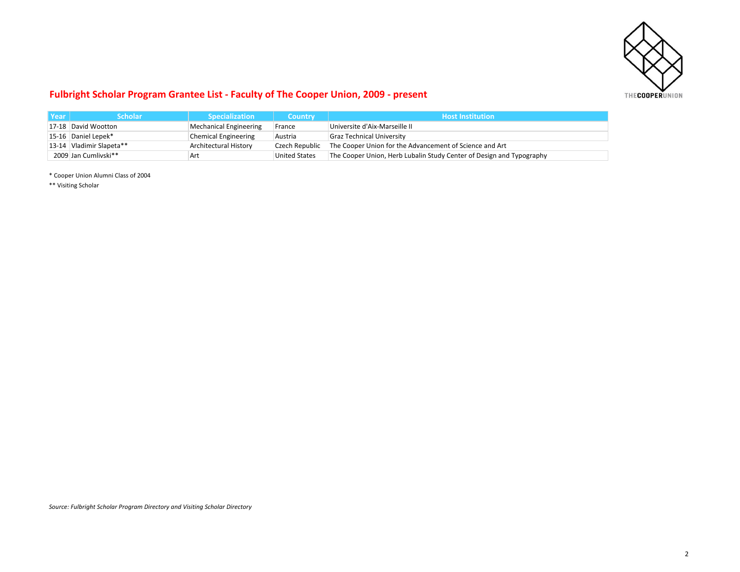## Fulbright Scholar Program Grantee List - Faculty of The Cooper Union, 2009 - present

| Year | Scholar | Specialization | Country | Host Institution |
|---|---|---|---|---|
| 17-18 | David Wootton | Mechanical Engineering | France | Universite d'Aix-Marseille II |
| 15-16 | Daniel Lepek* | Chemical Engineering | Austria | Graz Technical University |
| 13-14 | Vladimir Slapeta** | Architectural History | Czech Republic | The Cooper Union for the Advancement of Science and Art |
| 2009 | Jan Cumlivski** | Art | United States | The Cooper Union, Herb Lubalin Study Center of Design and Typography |

* Cooper Union Alumni Class of 2004

** Visiting Scholar

*Source: Fulbright Scholar Program Directory and Visiting Scholar Directory*